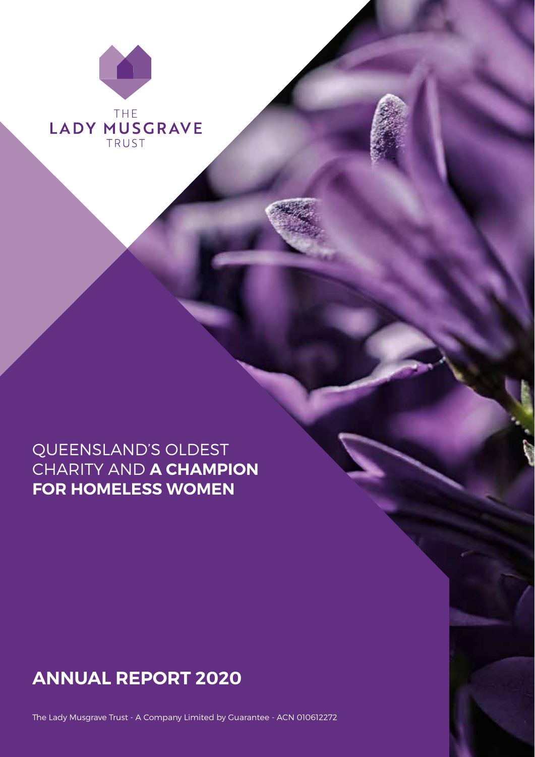THE
LADY MUSGRAVE
TRUST

QUEENSLAND'S OLDEST CHARITY AND **A CHAMPION FOR HOMELESS WOMEN**

# ANNUAL REPORT 2020

The Lady Musgrave Trust - A Company Limited by Guarantee - ACN 010612272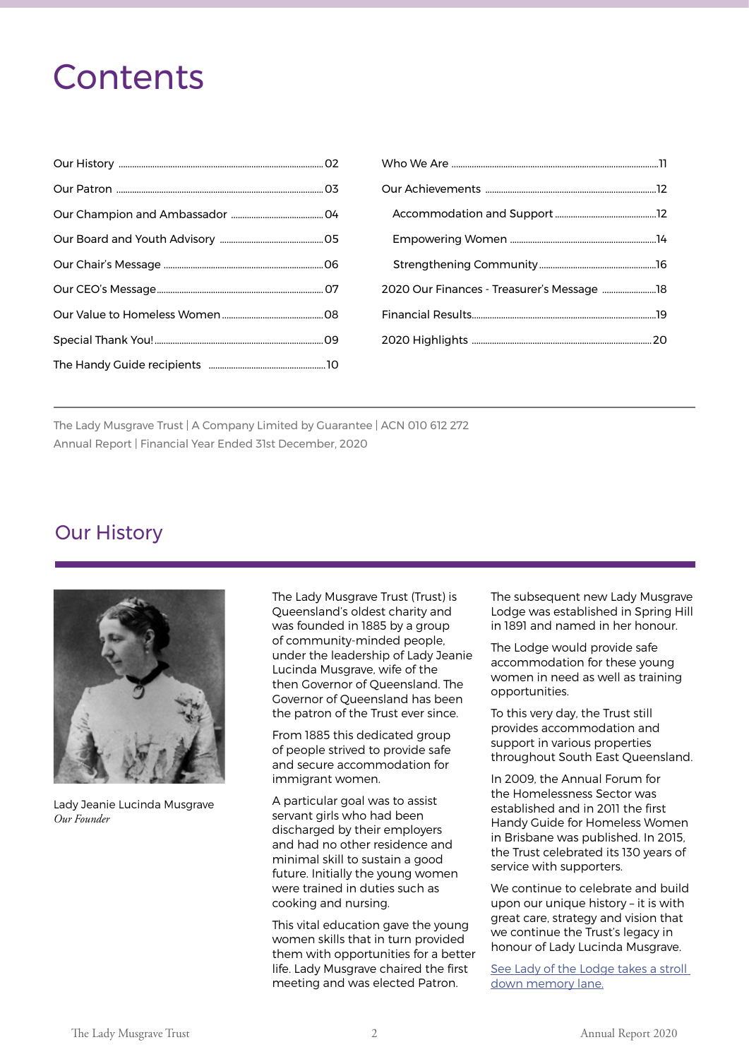# Contents

| | |
|---|---|
| Our History | 02 |
| Our Patron | 03 |
| Our Champion and Ambassador | 04 |
| Our Board and Youth Advisory | 05 |
| Our Chair's Message | 06 |
| Our CEO's Message | 07 |
| Our Value to Homeless Women | 08 |
| Special Thank You! | 09 |
| The Handy Guide recipients | 10 |
| Who We Are | 11 |
| Our Achievements | 12 |
| Accommodation and Support | 12 |
| Empowering Women | 14 |
| Strengthening Community | 16 |
| 2020 Our Finances - Treasurer's Message | 18 |
| Financial Results | 19 |
| 2020 Highlights | 20 |

The Lady Musgrave Trust | A Company Limited by Guarantee | ACN 010 612 272
Annual Report | Financial Year Ended 31st December, 2020

## Our History

Lady Jeanie Lucinda Musgrave
*Our Founder*

The Lady Musgrave Trust (Trust) is Queensland's oldest charity and was founded in 1885 by a group of community-minded people, under the leadership of Lady Jeanie Lucinda Musgrave, wife of the then Governor of Queensland. The Governor of Queensland has been the patron of the Trust ever since.

From 1885 this dedicated group of people strived to provide safe and secure accommodation for immigrant women.

A particular goal was to assist servant girls who had been discharged by their employers and had no other residence and minimal skill to sustain a good future. Initially the young women were trained in duties such as cooking and nursing.

This vital education gave the young women skills that in turn provided them with opportunities for a better life. Lady Musgrave chaired the first meeting and was elected Patron.

The subsequent new Lady Musgrave Lodge was established in Spring Hill in 1891 and named in her honour.

The Lodge would provide safe accommodation for these young women in need as well as training opportunities.

To this very day, the Trust still provides accommodation and support in various properties throughout South East Queensland.

In 2009, the Annual Forum for the Homelessness Sector was established and in 2011 the first Handy Guide for Homeless Women in Brisbane was published. In 2015, the Trust celebrated its 130 years of service with supporters.

We continue to celebrate and build upon our unique history – it is with great care, strategy and vision that we continue the Trust's legacy in honour of Lady Lucinda Musgrave.

See Lady of the Lodge takes a stroll down memory lane.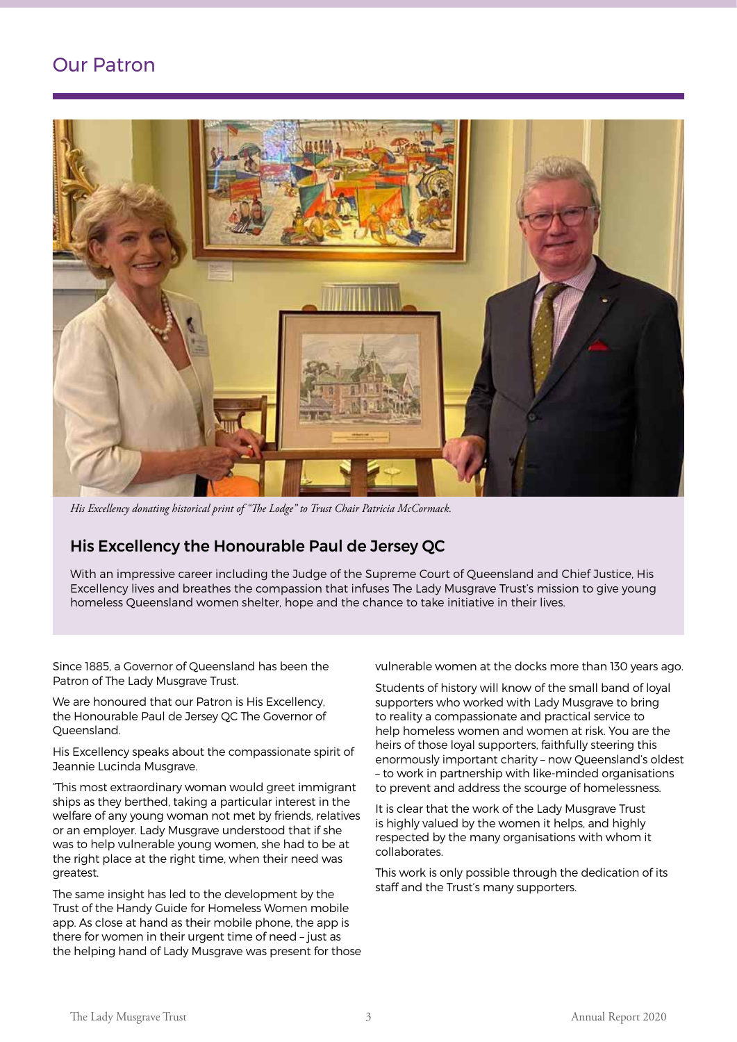# Our Patron

*His Excellency donating historical print of "The Lodge" to Trust Chair Patricia McCormack.*

## His Excellency the Honourable Paul de Jersey QC

With an impressive career including the Judge of the Supreme Court of Queensland and Chief Justice, His Excellency lives and breathes the compassion that infuses The Lady Musgrave Trust's mission to give young homeless Queensland women shelter, hope and the chance to take initiative in their lives.

Since 1885, a Governor of Queensland has been the Patron of The Lady Musgrave Trust.

We are honoured that our Patron is His Excellency, the Honourable Paul de Jersey QC The Governor of Queensland.

His Excellency speaks about the compassionate spirit of Jeannie Lucinda Musgrave.

"This most extraordinary woman would greet immigrant ships as they berthed, taking a particular interest in the welfare of any young woman not met by friends, relatives or an employer. Lady Musgrave understood that if she was to help vulnerable young women, she had to be at the right place at the right time, when their need was greatest.

The same insight has led to the development by the Trust of the Handy Guide for Homeless Women mobile app. As close at hand as their mobile phone, the app is there for women in their urgent time of need – just as the helping hand of Lady Musgrave was present for those vulnerable women at the docks more than 130 years ago.

Students of history will know of the small band of loyal supporters who worked with Lady Musgrave to bring to reality a compassionate and practical service to help homeless women and women at risk. You are the heirs of those loyal supporters, faithfully steering this enormously important charity – now Queensland's oldest – to work in partnership with like-minded organisations to prevent and address the scourge of homelessness.

It is clear that the work of the Lady Musgrave Trust is highly valued by the women it helps, and highly respected by the many organisations with whom it collaborates.

This work is only possible through the dedication of its staff and the Trust's many supporters.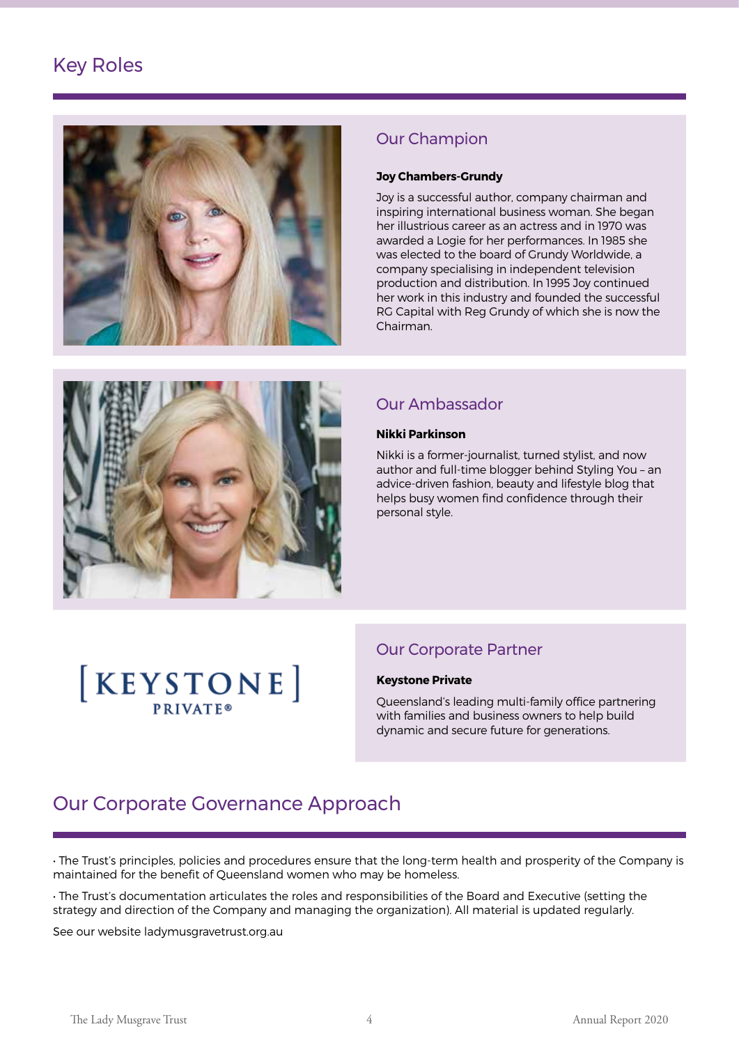## Key Roles

### Our Champion

**Joy Chambers-Grundy**

Joy is a successful author, company chairman and inspiring international business woman. She began her illustrious career as an actress and in 1970 was awarded a Logie for her performances. In 1985 she was elected to the board of Grundy Worldwide, a company specialising in independent television production and distribution. In 1995 Joy continued her work in this industry and founded the successful RG Capital with Reg Grundy of which she is now the Chairman.

### Our Ambassador

**Nikki Parkinson**

Nikki is a former-journalist, turned stylist, and now author and full-time blogger behind Styling You – an advice-driven fashion, beauty and lifestyle blog that helps busy women find confidence through their personal style.

[ KEYSTONE ]
PRIVATE®

### Our Corporate Partner

**Keystone Private**

Queensland's leading multi-family office partnering with families and business owners to help build dynamic and secure future for generations.

## Our Corporate Governance Approach

· The Trust's principles, policies and procedures ensure that the long-term health and prosperity of the Company is maintained for the benefit of Queensland women who may be homeless.

· The Trust's documentation articulates the roles and responsibilities of the Board and Executive (setting the strategy and direction of the Company and managing the organization). All material is updated regularly.

See our website ladymusgravetrust.org.au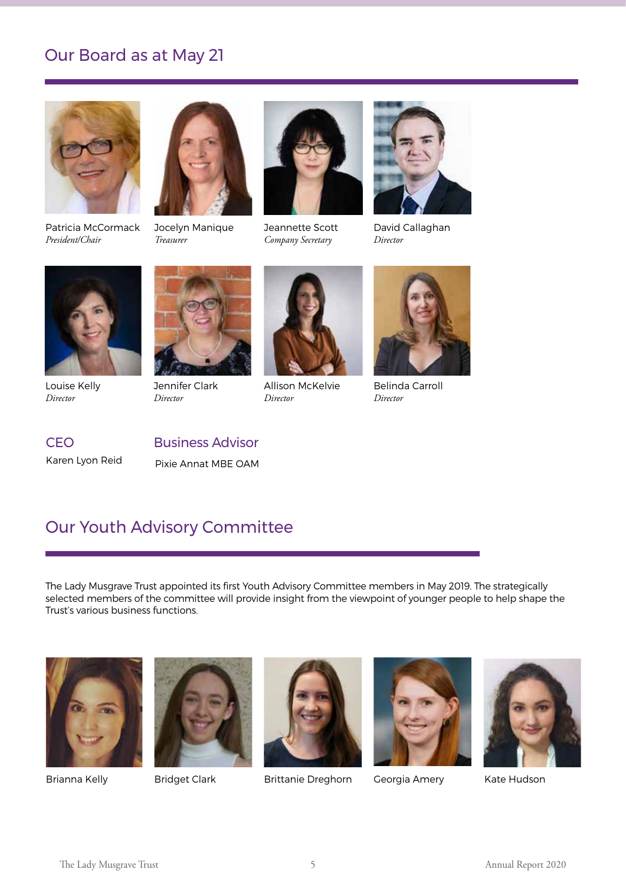## Our Board as at May 21

Patricia McCormack
*President/Chair*

Jocelyn Manique
*Treasurer*

Jeannette Scott
*Company Secretary*

David Callaghan
*Director*

Louise Kelly
*Director*

Jennifer Clark
*Director*

Allison McKelvie
*Director*

Belinda Carroll
*Director*

### CEO

Karen Lyon Reid

### Business Advisor

Pixie Annat MBE OAM

## Our Youth Advisory Committee

The Lady Musgrave Trust appointed its first Youth Advisory Committee members in May 2019. The strategically selected members of the committee will provide insight from the viewpoint of younger people to help shape the Trust's various business functions.

Brianna Kelly

Bridget Clark

Brittanie Dreghorn

Georgia Amery

Kate Hudson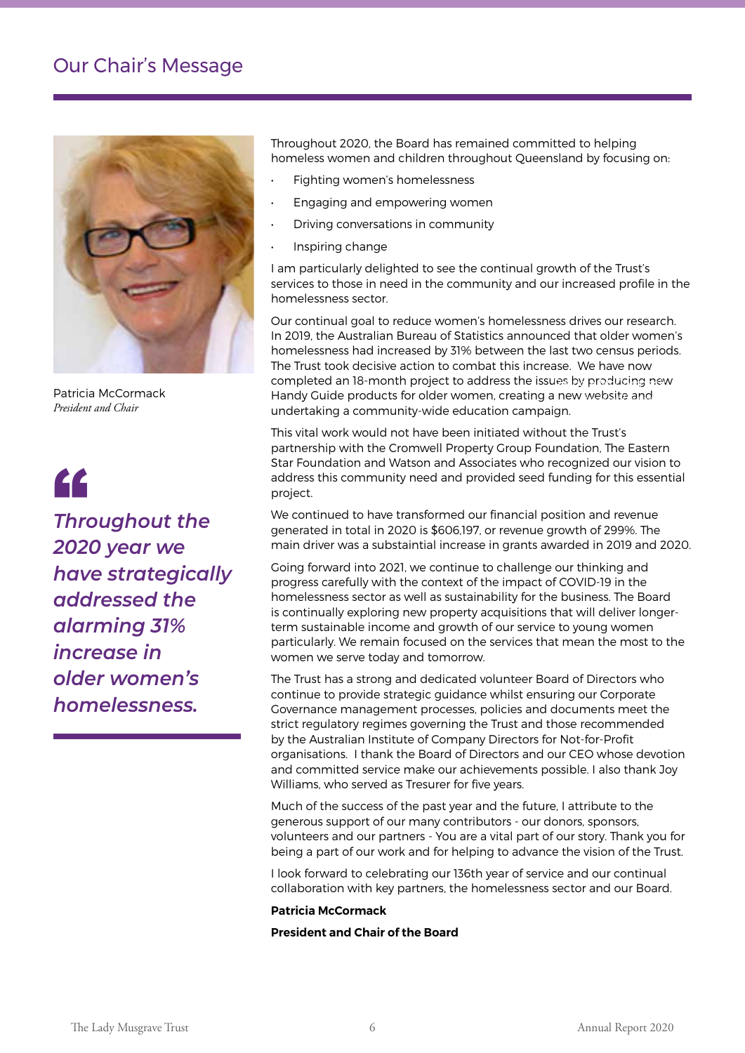# Our Chair's Message

Patricia McCormack
*President and Chair*

> *Throughout the 2020 year we have strategically addressed the alarming 31% increase in older women's homelessness.*

Throughout 2020, the Board has remained committed to helping homeless women and children throughout Queensland by focusing on:

- Fighting women's homelessness
- Engaging and empowering women
- Driving conversations in community
- Inspiring change

I am particularly delighted to see the continual growth of the Trust's services to those in need in the community and our increased profile in the homelessness sector.

Our continual goal to reduce women's homelessness drives our research. In 2019, the Australian Bureau of Statistics announced that older women's homelessness had increased by 31% between the last two census periods. The Trust took decisive action to combat this increase. We have now completed an 18-month project to address the issues by producing new Handy Guide products for older women, creating a new website and undertaking a community-wide education campaign.

This vital work would not have been initiated without the Trust's partnership with the Cromwell Property Group Foundation, The Eastern Star Foundation and Watson and Associates who recognized our vision to address this community need and provided seed funding for this essential project.

We continued to have transformed our financial position and revenue generated in total in 2020 is $606,197, or revenue growth of 299%. The main driver was a substaintial increase in grants awarded in 2019 and 2020.

Going forward into 2021, we continue to challenge our thinking and progress carefully with the context of the impact of COVID-19 in the homelessness sector as well as sustainability for the business. The Board is continually exploring new property acquisitions that will deliver longer-term sustainable income and growth of our service to young women particularly. We remain focused on the services that mean the most to the women we serve today and tomorrow.

The Trust has a strong and dedicated volunteer Board of Directors who continue to provide strategic guidance whilst ensuring our Corporate Governance management processes, policies and documents meet the strict regulatory regimes governing the Trust and those recommended by the Australian Institute of Company Directors for Not-for-Profit organisations. I thank the Board of Directors and our CEO whose devotion and committed service make our achievements possible. I also thank Joy Williams, who served as Tresurer for five years.

Much of the success of the past year and the future, I attribute to the generous support of our many contributors - our donors, sponsors, volunteers and our partners - You are a vital part of our story. Thank you for being a part of our work and for helping to advance the vision of the Trust.

I look forward to celebrating our 136th year of service and our continual collaboration with key partners, the homelessness sector and our Board.

**Patricia McCormack**

**President and Chair of the Board**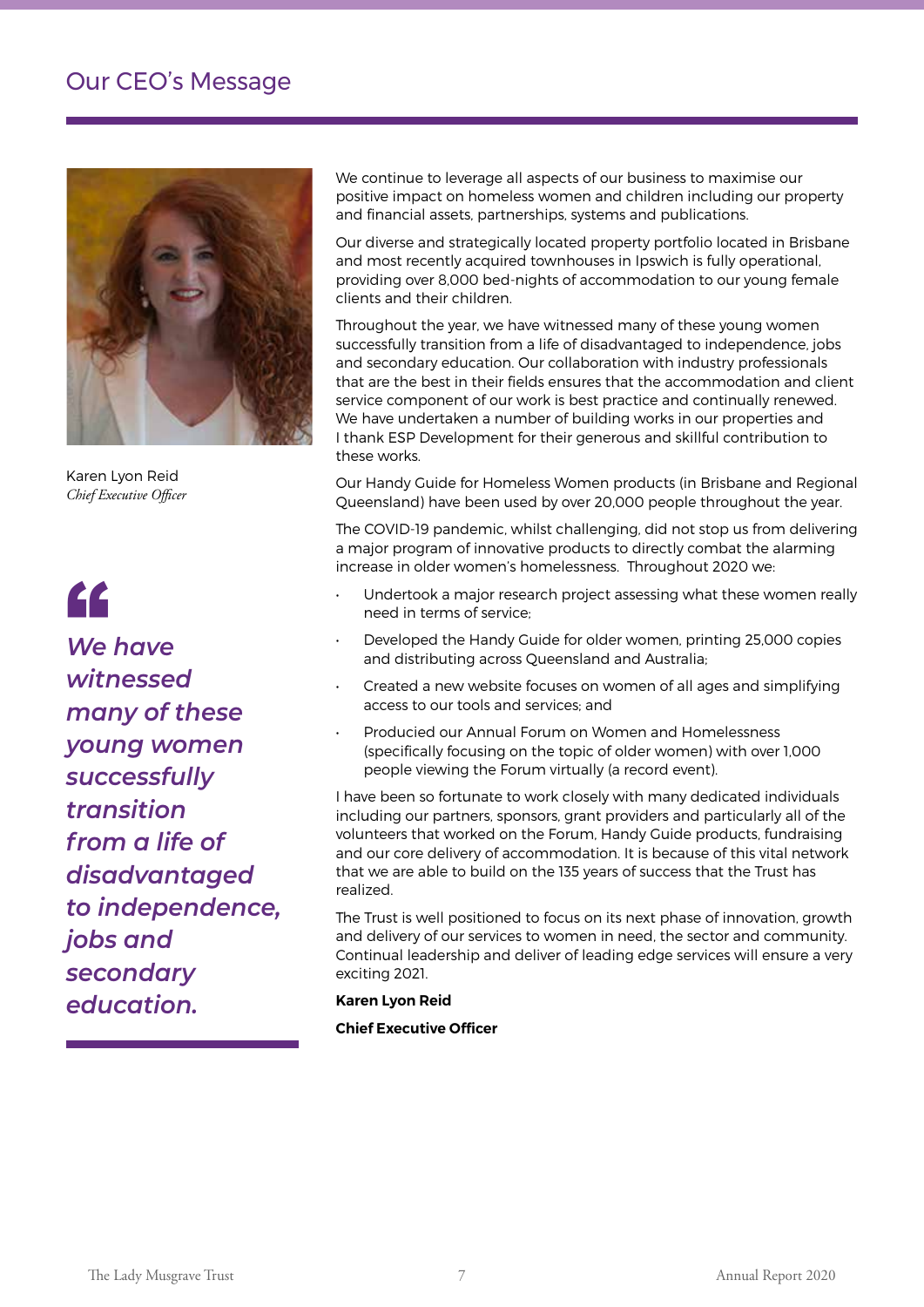# Our CEO's Message

Karen Lyon Reid
*Chief Executive Officer*

> ***We have witnessed many of these young women successfully transition from a life of disadvantaged to independence, jobs and secondary education.***

We continue to leverage all aspects of our business to maximise our positive impact on homeless women and children including our property and financial assets, partnerships, systems and publications.

Our diverse and strategically located property portfolio located in Brisbane and most recently acquired townhouses in Ipswich is fully operational, providing over 8,000 bed-nights of accommodation to our young female clients and their children.

Throughout the year, we have witnessed many of these young women successfully transition from a life of disadvantaged to independence, jobs and secondary education. Our collaboration with industry professionals that are the best in their fields ensures that the accommodation and client service component of our work is best practice and continually renewed. We have undertaken a number of building works in our properties and I thank ESP Development for their generous and skillful contribution to these works.

Our Handy Guide for Homeless Women products (in Brisbane and Regional Queensland) have been used by over 20,000 people throughout the year.

The COVID-19 pandemic, whilst challenging, did not stop us from delivering a major program of innovative products to directly combat the alarming increase in older women's homelessness. Throughout 2020 we:

- Undertook a major research project assessing what these women really need in terms of service;
- Developed the Handy Guide for older women, printing 25,000 copies and distributing across Queensland and Australia;
- Created a new website focuses on women of all ages and simplifying access to our tools and services; and
- Producied our Annual Forum on Women and Homelessness (specifically focusing on the topic of older women) with over 1,000 people viewing the Forum virtually (a record event).

I have been so fortunate to work closely with many dedicated individuals including our partners, sponsors, grant providers and particularly all of the volunteers that worked on the Forum, Handy Guide products, fundraising and our core delivery of accommodation. It is because of this vital network that we are able to build on the 135 years of success that the Trust has realized.

The Trust is well positioned to focus on its next phase of innovation, growth and delivery of our services to women in need, the sector and community. Continual leadership and deliver of leading edge services will ensure a very exciting 2021.

**Karen Lyon Reid**

**Chief Executive Officer**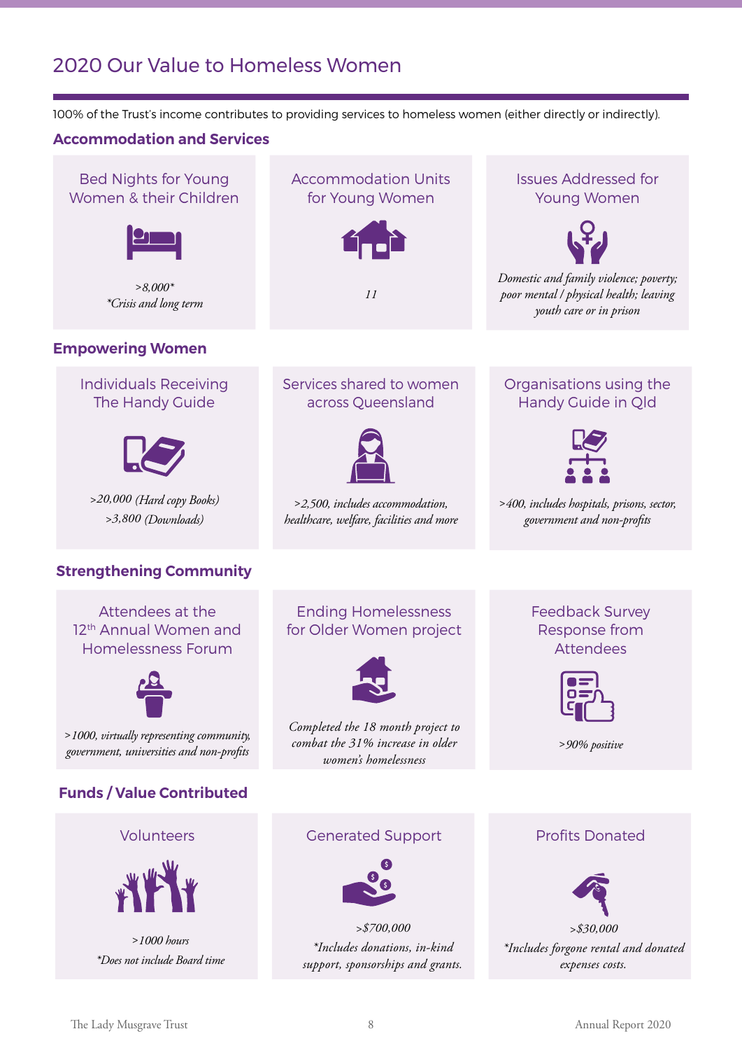# 2020 Our Value to Homeless Women

100% of the Trust's income contributes to providing services to homeless women (either directly or indirectly).

## Accommodation and Services

### Bed Nights for Young Women & their Children

*>8,000**
**Crisis and long term*

### Accommodation Units for Young Women

*11*

### Issues Addressed for Young Women

*Domestic and family violence; poverty; poor mental / physical health; leaving youth care or in prison*

## Empowering Women

### Individuals Receiving The Handy Guide

*>20,000 (Hard copy Books)*
*>3,800 (Downloads)*

### Services shared to women across Queensland

*>2,500, includes accommodation, healthcare, welfare, facilities and more*

### Organisations using the Handy Guide in Qld

*>400, includes hospitals, prisons, sector, government and non-profits*

## Strengthening Community

### Attendees at the 12th Annual Women and Homelessness Forum

*>1000, virtually representing community, government, universities and non-profits*

### Ending Homelessness for Older Women project

*Completed the 18 month project to combat the 31% increase in older women's homelessness*

### Feedback Survey Response from Attendees

*>90% positive*

## Funds / Value Contributed

### Volunteers

*>1000 hours*
**Does not include Board time*

### Generated Support

*>$700,000*
**Includes donations, in-kind support, sponsorships and grants.*

### Profits Donated

*>$30,000*
**Includes forgone rental and donated expenses costs.*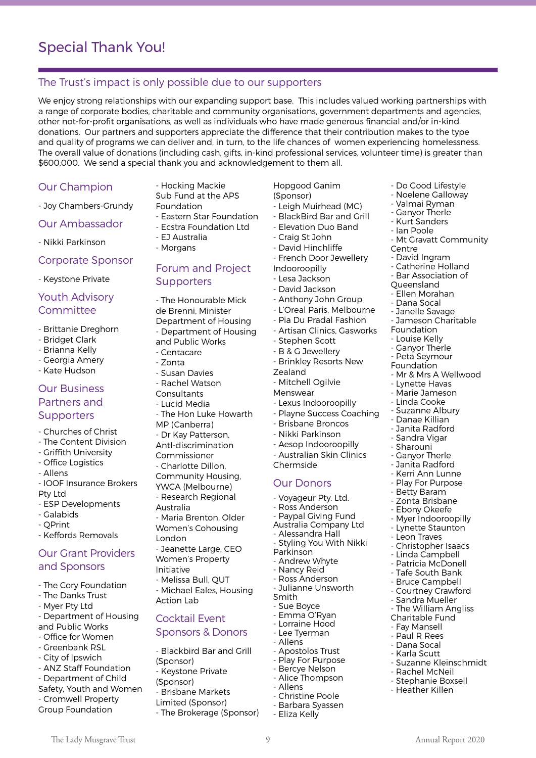# Special Thank You!

## The Trust's impact is only possible due to our supporters

We enjoy strong relationships with our expanding support base. This includes valued working partnerships with a range of corporate bodies, charitable and community organisations, government departments and agencies, other not-for-profit organisations, as well as individuals who have made generous financial and/or in-kind donations. Our partners and supporters appreciate the difference that their contribution makes to the type and quality of programs we can deliver and, in turn, to the life chances of women experiencing homelessness. The overall value of donations (including cash, gifts, in-kind professional services, volunteer time) is greater than $600,000. We send a special thank you and acknowledgement to them all.

### Our Champion

- Joy Chambers-Grundy

### Our Ambassador

- Nikki Parkinson

### Corporate Sponsor

- Keystone Private

### Youth Advisory Committee

- Brittanie Dreghorn
- Bridget Clark
- Brianna Kelly
- Georgia Amery
- Kate Hudson

### Our Business Partners and Supporters

- Churches of Christ
- The Content Division
- Griffith University
- Office Logistics
- Allens
- IOOF Insurance Brokers Pty Ltd
- ESP Developments
- Galabids
- QPrint
- Keffords Removals

### Our Grant Providers and Sponsors

- The Cory Foundation
- The Danks Trust
- Myer Pty Ltd
- Department of Housing and Public Works
- Office for Women
- Greenbank RSL
- City of Ipswich
- ANZ Staff Foundation
- Department of Child Safety, Youth and Women
- Cromwell Property Group Foundation
- Hocking Mackie Sub Fund at the APS Foundation
- Eastern Star Foundation
- Ecstra Foundation Ltd
- EJ Australia
- Morgans

### Forum and Project Supporters

- The Honourable Mick de Brenni, Minister Department of Housing
- Department of Housing and Public Works
- Centacare
- Zonta
- Susan Davies
- Rachel Watson Consultants
- Lucid Media
- The Hon Luke Howarth MP (Canberra)
- Dr Kay Patterson, AntI-discrimination Commissioner
- Charlotte Dillon, Community Housing, YWCA (Melbourne)
- Research Regional Australia
- Maria Brenton, Older Women's Cohousing London
- Jeanette Large, CEO Women's Property Initiative
- Melissa Bull, QUT
- Michael Eales, Housing Action Lab

### Cocktail Event Sponsors & Donors

- Blackbird Bar and Grill (Sponsor)
- Keystone Private (Sponsor)
- Brisbane Markets Limited (Sponsor)
- The Brokerage (Sponsor)
- Hopgood Ganim (Sponsor)
- Leigh Muirhead (MC)
- BlackBird Bar and Grill
- Elevation Duo Band
- Craig St John
- David Hinchliffe
- French Door Jewellery Indooroopilly
- Lesa Jackson
- David Jackson
- Anthony John Group
- L'Oreal Paris, Melbourne
- Pia Du Pradal Fashion
- Artisan Clinics, Gasworks
- Stephen Scott
- B & G Jewellery
- Brinkley Resorts New Zealand
- Mitchell Ogilvie Menswear
- Lexus Indooroopilly
- Playne Success Coaching
- Brisbane Broncos
- Nikki Parkinson
- Aesop Indooroopilly
- Australian Skin Clinics Chermside

### Our Donors

- Voyageur Pty. Ltd.
- Ross Anderson
- Paypal Giving Fund Australia Company Ltd
- Alessandra Hall
- Styling You With Nikki Parkinson
- Andrew Whyte
- Nancy Reid
- Ross Anderson
- Julianne Unsworth Smith
- Sue Boyce
- Emma O'Ryan
- Lorraine Hood
- Lee Tyerman
- Allens
- Apostolos Trust
- Play For Purpose
- Bercye Nelson
- Alice Thompson
- Allens
- Christine Poole
- Barbara Syassen
- Eliza Kelly
- Do Good Lifestyle
- Noelene Galloway
- Valmai Ryman
- Ganyor Therle
- Kurt Sanders
- Ian Poole
- Mt Gravatt Community Centre
- David Ingram
- Catherine Holland
- Bar Association of Queensland
- Ellen Morahan
- Dana Socal
- Janelle Savage
- Jameson Charitable Foundation
- Louise Kelly
- Ganyor Therle
- Peta Seymour Foundation
- Mr & Mrs A Wellwood
- Lynette Havas
- Marie Jameson
- Linda Cooke
- Suzanne Albury
- Danae Killian
- Janita Radford
- Sandra Vigar
- Sharouni
- Ganyor Therle
- Janita Radford
- Kerri Ann Lunne
- Play For Purpose
- Betty Baram
- Zonta Brisbane
- Ebony Okeefe
- Myer Indooroopilly
- Lynette Staunton
- Leon Traves
- Christopher Isaacs
- Linda Campbell
- Patricia McDonell
- Tafe South Bank
- Bruce Campbell
- Courtney Crawford
- Sandra Mueller
- The William Angliss Charitable Fund
- Fay Mansell
- Paul R Rees
- Dana Socal
- Karla Scutt
- Suzanne Kleinschmidt
- Rachel McNeil
- Stephanie Boxsell
- Heather Killen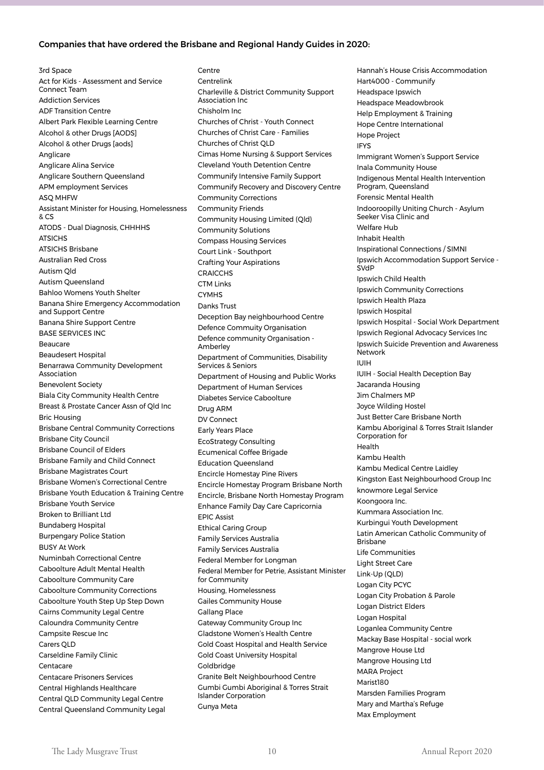### Companies that have ordered the Brisbane and Regional Handy Guides in 2020:

3rd Space
Act for Kids - Assessment and Service Connect Team
Addiction Services
ADF Transition Centre
Albert Park Flexible Learning Centre
Alcohol & other Drugs [AODS]
Alcohol & other Drugs [aods]
Anglicare
Anglicare Alina Service
Anglicare Southern Queensland
APM employment Services
ASQ MHFW
Assistant Minister for Housing, Homelessness & CS
ATODS - Dual Diagnosis, CHHHHS
ATSICHS
ATSICHS Brisbane
Australian Red Cross
Autism Qld
Autism Queensland
Bahloo Womens Youth Shelter
Banana Shire Emergency Accommodation and Support Centre
Banana Shire Support Centre
BASE SERVICES INC
Beaucare
Beaudesert Hospital
Benarrawa Community Development Association
Benevolent Society
Biala City Community Health Centre
Breast & Prostate Cancer Assn of Qld Inc
Bric Housing
Brisbane Central Community Corrections
Brisbane City Council
Brisbane Council of Elders
Brisbane Family and Child Connect
Brisbane Magistrates Court
Brisbane Women's Correctional Centre
Brisbane Youth Education & Training Centre
Brisbane Youth Service
Broken to Brilliant Ltd
Bundaberg Hospital
Burpengary Police Station
BUSY At Work
Numinbah Correctional Centre
Caboolture Adult Mental Health
Caboolture Community Care
Caboolture Community Corrections
Caboolture Youth Step Up Step Down
Cairns Community Legal Centre
Caloundra Community Centre
Campsite Rescue Inc
Carers QLD
Carseldine Family Clinic
Centacare
Centacare Prisoners Services
Central Highlands Healthcare
Central QLD Community Legal Centre
Central Queensland Community Legal Centre
Centrelink
Charleville & District Community Support Association Inc
Chisholm Inc
Churches of Christ - Youth Connect
Churches of Christ Care - Families
Churches of Christ QLD
Cimas Home Nursing & Support Services
Cleveland Youth Detention Centre
Communify Intensive Family Support
Communify Recovery and Discovery Centre
Community Corrections
Community Friends
Community Housing Limited (Qld)
Community Solutions
Compass Housing Services
Court Link - Southport
Crafting Your Aspirations
CRAICCHS
CTM Links
CYMHS
Danks Trust
Deception Bay neighbourhood Centre
Defence Commuity Organisation
Defence community Organisation - Amberley
Department of Communities, Disability Services & Seniors
Department of Housing and Public Works
Department of Human Services
Diabetes Service Caboolture
Drug ARM
DV Connect
Early Years Place
EcoStrategy Consulting
Ecumenical Coffee Brigade
Education Queensland
Encircle Homestay Pine Rivers
Encircle Homestay Program Brisbane North
Encircle, Brisbane North Homestay Program
Enhance Family Day Care Capricornia
EPIC Assist
Ethical Caring Group
Family Services Australia
Family Services Australia
Federal Member for Longman
Federal Member for Petrie, Assistant Minister for Community
Housing, Homelessness
Gailes Community House
Gallang Place
Gateway Community Group Inc
Gladstone Women's Health Centre
Gold Coast Hospital and Health Service
Gold Coast University Hospital
Goldbridge
Granite Belt Neighbourhood Centre
Gumbi Gumbi Aboriginal & Torres Strait Islander Corporation
Gunya Meta
Hannah's House Crisis Accommodation
Hart4000 - Communify
Headspace Ipswich
Headspace Meadowbrook
Help Employment & Training
Hope Centre International
Hope Project
IFYS
Immigrant Women's Support Service
Inala Community House
Indigenous Mental Health Intervention Program, Queensland
Forensic Mental Health
Indooroopilly Uniting Church - Asylum Seeker Visa Clinic and
Welfare Hub
Inhabit Health
Inspirational Connections / SIMNI
Ipswich Accommodation Support Service - SVdP
Ipswich Child Health
Ipswich Community Corrections
Ipswich Health Plaza
Ipswich Hospital
Ipswich Hospital - Social Work Department
Ipswich Regional Advocacy Services Inc
Ipswich Suicide Prevention and Awareness Network
IUIH
IUIH - Social Health Deception Bay
Jacaranda Housing
Jim Chalmers MP
Joyce Wilding Hostel
Just Better Care Brisbane North
Kambu Aboriginal & Torres Strait Islander Corporation for
Health
Kambu Health
Kambu Medical Centre Laidley
Kingston East Neighbourhood Group Inc
knowmore Legal Service
Koongoora Inc.
Kummara Association Inc.
Kurbingui Youth Development
Latin American Catholic Community of Brisbane
Life Communities
Light Street Care
Link-Up (QLD)
Logan City PCYC
Logan City Probation & Parole
Logan District Elders
Logan Hospital
Loganlea Community Centre
Mackay Base Hospital - social work
Mangrove House Ltd
Mangrove Housing Ltd
MARA Project
Marist180
Marsden Families Program
Mary and Martha's Refuge
Max Employment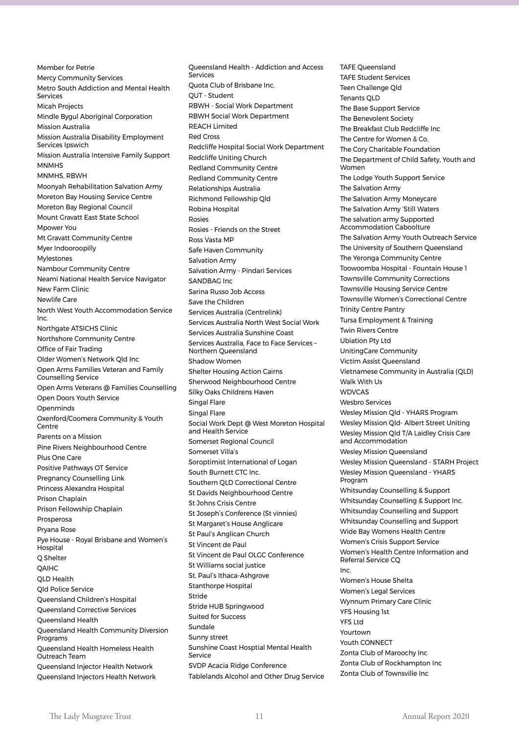Member for Petrie
Mercy Community Services
Metro South Addiction and Mental Health Services
Micah Projects
Mindle Bygul Aboriginal Corporation
Mission Australia
Mission Australia Disability Employment Services Ipswich
Mission Australia Intensive Family Support
MNMHS
MNMHS, RBWH
Moonyah Rehabilitation Salvation Army
Moreton Bay Housing Service Centre
Moreton Bay Regional Council
Mount Gravatt East State School
Mpower You
Mt Gravatt Community Centre
Myer Indooroopilly
Mylestones
Nambour Community Centre
Neami National Health Service Navigator
New Farm Clinic
Newlife Care
North West Youth Accommodation Service Inc.
Northgate ATSICHS Clinic
Northshore Community Centre
Office of Fair Trading
Older Women's Network Qld Inc
Open Arms Families Veteran and Family Counselling Service
Open Arms Veterans @ Families Counselling
Open Doors Youth Service
Openminds
Oxenford/Coomera Community & Youth Centre
Parents on a Mission
Pine Rivers Neighbourhood Centre
Plus One Care
Positive Pathways OT Service
Pregnancy Counselling Link
Princess Alexandra Hospital
Prison Chaplain
Prison Fellowship Chaplain
Prosperosa
Pryana Rose
Pye House - Royal Brisbane and Women's Hospital
Q Shelter
QAIHC
QLD Health
Qld Police Service
Queensland Children's Hospital
Queensland Corrective Services
Queensland Health
Queensland Health Community Diversion Programs
Queensland Health Homeless Health Outreach Team
Queensland Injector Health Network
Queensland Injectors Health Network
Queensland Health - Addiction and Access Services
Quota Club of Brisbane Inc.
QUT - Student
RBWH - Social Work Department
RBWH Social Work Department
REACH Limited
Red Cross
Redcliffe Hospital Social Work Department
Redcliffe Uniting Church
Redland Community Centre
Redland Community Centre
Relationships Australia
Richmond Fellowship Qld
Robina Hospital
Rosies
Rosies - Friends on the Street
Ross Vasta MP
Safe Haven Community
Salvation Army
Salvation Army - Pindari Services
SANDBAG Inc
Sarina Russo Job Access
Save the Children
Services Australia (Centrelink)
Services Australia North West Social Work
Services Australia Sunshine Coast
Services Australia, Face to Face Services – Northern Queensland
Shadow Women
Shelter Housing Action Cairns
Sherwood Neighbourhood Centre
Silky Oaks Childrens Haven
Singal Flare
Singal Flare
Social Work Dept @ West Moreton Hospital and Health Service
Somerset Regional Council
Somerset Villa's
Soroptimist International of Logan
South Burnett CTC Inc.
Southern QLD Correctional Centre
St Davids Neighbourhood Centre
St Johns Crisis Centre
St Joseph's Conference (St vinnies)
St Margaret's House Anglicare
St Paul's Anglican Church
St Vincent de Paul
St Vincent de Paul OLGC Conference
St Williams social justice
St. Paul's Ithaca-Ashgrove
Stanthorpe Hospital
Stride
Stride HUB Springwood
Suited for Success
Sundale
Sunny street
Sunshine Coast Hosptial Mental Health Service
SVDP Acacia Ridge Conference
Tablelands Alcohol and Other Drug Service
TAFE Queensland
TAFE Student Services
Teen Challenge Qld
Tenants QLD
The Base Support Service
The Benevolent Society
The Breakfast Club Redcliffe Inc
The Centre for Women & Co.
The Cory Charitable Foundation
The Department of Child Safety, Youth and Women
The Lodge Youth Support Service
The Salvation Army
The Salvation Army Moneycare
The Salvation Army 'Still Waters
The salvation army Supported Accommodation Caboolture
The Salvation Army Youth Outreach Service
The University of Southern Queensland
The Yeronga Community Centre
Toowoomba Hospital - Fountain House 1
Townsville Community Corrections
Townsville Housing Service Centre
Townsville Women's Correctional Centre
Trinity Centre Pantry
Tursa Employment & Training
Twin Rivers Centre
Ubiation Pty Ltd
UnitingCare Community
Victim Assist Queensland
Vietnamese Community in Australia (QLD)
Walk With Us
WDVCAS
Wesbro Services
Wesley Mission Qld - YHARS Program
Wesley Mission Qld- Albert Street Uniting
Wesley Mission Qld T/A Laidley Crisis Care and Accommodation
Wesley Mission Queensland
Wesley Mission Queensland - STARH Project
Wesley Mission Queensland - YHARS Program
Whitsunday Counselling & Support
Whitsunday Counselling & Support Inc.
Whitsunday Counselling and Support
Whitsunday Counselling and Support
Wide Bay Womens Health Centre
Women's Crisis Support Service
Women's Health Centre Information and Referral Service CQ
Inc.
Women's House Shelta
Women's Legal Services
Wynnum Primary Care Clinic
YFS Housing 1st
YFS Ltd
Yourtown
Youth CONNECT
Zonta Club of Maroochy Inc
Zonta Club of Rockhampton Inc
Zonta Club of Townsville Inc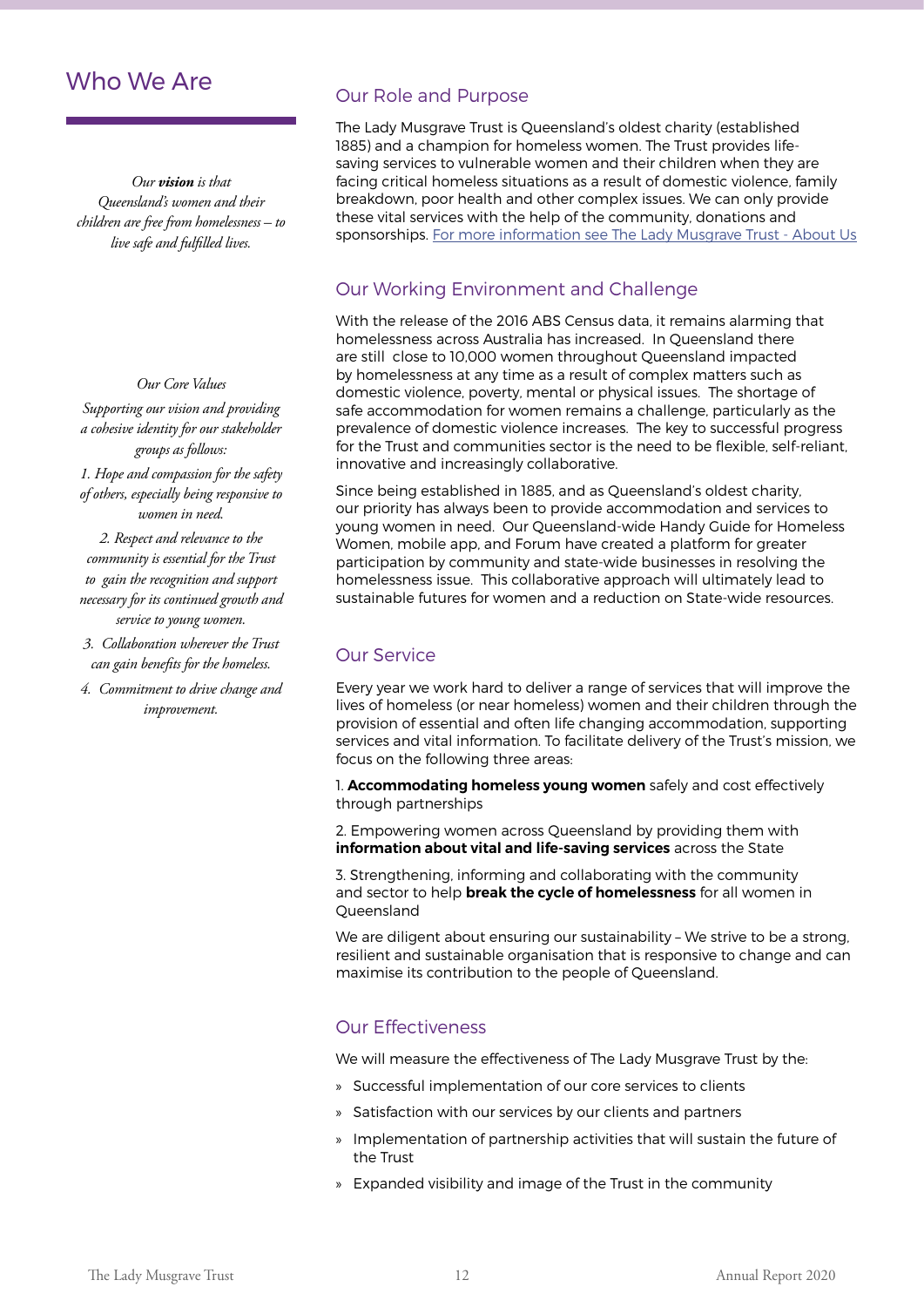# Who We Are

*Our **vision** is that Queensland's women and their children are free from homelessness – to live safe and fulfilled lives.*

*Our Core Values*

*Supporting our vision and providing a cohesive identity for our stakeholder groups as follows:*

*1. Hope and compassion for the safety of others, especially being responsive to women in need.*

*2. Respect and relevance to the community is essential for the Trust to gain the recognition and support necessary for its continued growth and service to young women.*

*3. Collaboration wherever the Trust can gain benefits for the homeless.*

*4. Commitment to drive change and improvement.*

## Our Role and Purpose

The Lady Musgrave Trust is Queensland's oldest charity (established 1885) and a champion for homeless women. The Trust provides life-saving services to vulnerable women and their children when they are facing critical homeless situations as a result of domestic violence, family breakdown, poor health and other complex issues. We can only provide these vital services with the help of the community, donations and sponsorships. For more information see The Lady Musgrave Trust - About Us

## Our Working Environment and Challenge

With the release of the 2016 ABS Census data, it remains alarming that homelessness across Australia has increased. In Queensland there are still close to 10,000 women throughout Queensland impacted by homelessness at any time as a result of complex matters such as domestic violence, poverty, mental or physical issues. The shortage of safe accommodation for women remains a challenge, particularly as the prevalence of domestic violence increases. The key to successful progress for the Trust and communities sector is the need to be flexible, self-reliant, innovative and increasingly collaborative.

Since being established in 1885, and as Queensland's oldest charity, our priority has always been to provide accommodation and services to young women in need. Our Queensland-wide Handy Guide for Homeless Women, mobile app, and Forum have created a platform for greater participation by community and state-wide businesses in resolving the homelessness issue. This collaborative approach will ultimately lead to sustainable futures for women and a reduction on State-wide resources.

## Our Service

Every year we work hard to deliver a range of services that will improve the lives of homeless (or near homeless) women and their children through the provision of essential and often life changing accommodation, supporting services and vital information. To facilitate delivery of the Trust's mission, we focus on the following three areas:

1. **Accommodating homeless young women** safely and cost effectively through partnerships

2. Empowering women across Queensland by providing them with **information about vital and life-saving services** across the State

3. Strengthening, informing and collaborating with the community and sector to help **break the cycle of homelessness** for all women in Queensland

We are diligent about ensuring our sustainability – We strive to be a strong, resilient and sustainable organisation that is responsive to change and can maximise its contribution to the people of Queensland.

## Our Effectiveness

We will measure the effectiveness of The Lady Musgrave Trust by the:

- Successful implementation of our core services to clients
- Satisfaction with our services by our clients and partners
- Implementation of partnership activities that will sustain the future of the Trust
- Expanded visibility and image of the Trust in the community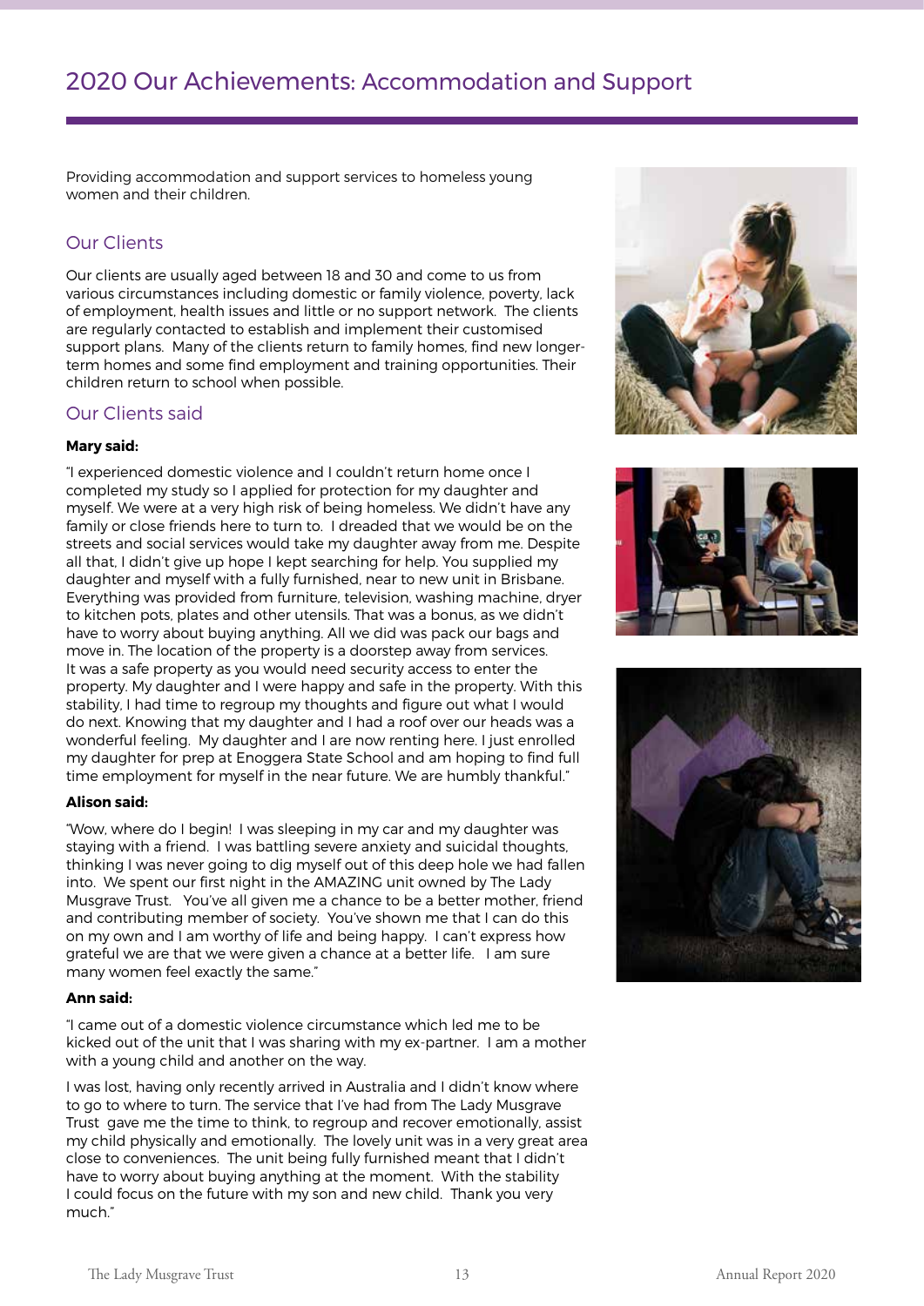# 2020 Our Achievements: Accommodation and Support

Providing accommodation and support services to homeless young women and their children.

## Our Clients

Our clients are usually aged between 18 and 30 and come to us from various circumstances including domestic or family violence, poverty, lack of employment, health issues and little or no support network. The clients are regularly contacted to establish and implement their customised support plans. Many of the clients return to family homes, find new longer-term homes and some find employment and training opportunities. Their children return to school when possible.

## Our Clients said

**Mary said:**

"I experienced domestic violence and I couldn't return home once I completed my study so I applied for protection for my daughter and myself. We were at a very high risk of being homeless. We didn't have any family or close friends here to turn to. I dreaded that we would be on the streets and social services would take my daughter away from me. Despite all that, I didn't give up hope I kept searching for help. You supplied my daughter and myself with a fully furnished, near to new unit in Brisbane. Everything was provided from furniture, television, washing machine, dryer to kitchen pots, plates and other utensils. That was a bonus, as we didn't have to worry about buying anything. All we did was pack our bags and move in. The location of the property is a doorstep away from services. It was a safe property as you would need security access to enter the property. My daughter and I were happy and safe in the property. With this stability, I had time to regroup my thoughts and figure out what I would do next. Knowing that my daughter and I had a roof over our heads was a wonderful feeling. My daughter and I are now renting here. I just enrolled my daughter for prep at Enoggera State School and am hoping to find full time employment for myself in the near future. We are humbly thankful."

**Alison said:**

"Wow, where do I begin! I was sleeping in my car and my daughter was staying with a friend. I was battling severe anxiety and suicidal thoughts, thinking I was never going to dig myself out of this deep hole we had fallen into. We spent our first night in the AMAZING unit owned by The Lady Musgrave Trust. You've all given me a chance to be a better mother, friend and contributing member of society. You've shown me that I can do this on my own and I am worthy of life and being happy. I can't express how grateful we are that we were given a chance at a better life. I am sure many women feel exactly the same."

**Ann said:**

"I came out of a domestic violence circumstance which led me to be kicked out of the unit that I was sharing with my ex-partner. I am a mother with a young child and another on the way.

I was lost, having only recently arrived in Australia and I didn't know where to go to where to turn. The service that I've had from The Lady Musgrave Trust gave me the time to think, to regroup and recover emotionally, assist my child physically and emotionally. The lovely unit was in a very great area close to conveniences. The unit being fully furnished meant that I didn't have to worry about buying anything at the moment. With the stability I could focus on the future with my son and new child. Thank you very much."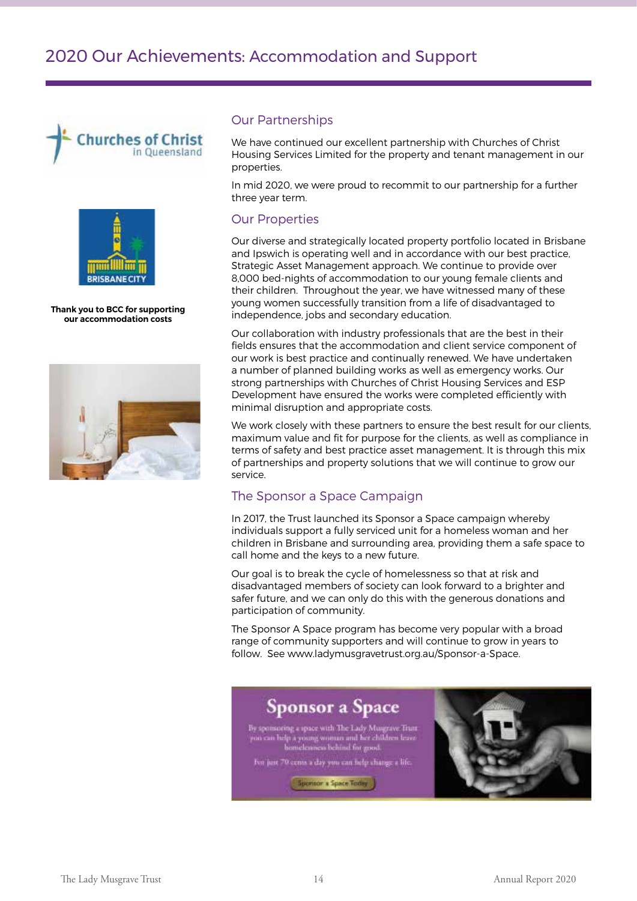# 2020 Our Achievements: Accommodation and Support

**Thank you to BCC for supporting our accommodation costs**

## Our Partnerships

We have continued our excellent partnership with Churches of Christ Housing Services Limited for the property and tenant management in our properties.

In mid 2020, we were proud to recommit to our partnership for a further three year term.

## Our Properties

Our diverse and strategically located property portfolio located in Brisbane and Ipswich is operating well and in accordance with our best practice, Strategic Asset Management approach. We continue to provide over 8,000 bed-nights of accommodation to our young female clients and their children. Throughout the year, we have witnessed many of these young women successfully transition from a life of disadvantaged to independence, jobs and secondary education.

Our collaboration with industry professionals that are the best in their fields ensures that the accommodation and client service component of our work is best practice and continually renewed. We have undertaken a number of planned building works as well as emergency works. Our strong partnerships with Churches of Christ Housing Services and ESP Development have ensured the works were completed efficiently with minimal disruption and appropriate costs.

We work closely with these partners to ensure the best result for our clients, maximum value and fit for purpose for the clients, as well as compliance in terms of safety and best practice asset management. It is through this mix of partnerships and property solutions that we will continue to grow our service.

## The Sponsor a Space Campaign

In 2017, the Trust launched its Sponsor a Space campaign whereby individuals support a fully serviced unit for a homeless woman and her children in Brisbane and surrounding area, providing them a safe space to call home and the keys to a new future.

Our goal is to break the cycle of homelessness so that at risk and disadvantaged members of society can look forward to a brighter and safer future, and we can only do this with the generous donations and participation of community.

The Sponsor A Space program has become very popular with a broad range of community supporters and will continue to grow in years to follow. See www.ladymusgravetrust.org.au/Sponsor-a-Space.

**Sponsor a Space**

By sponsoring a space with The Lady Musgrave Trust you can help a young woman and her children leave homelessness behind for good.

For just 70 cents a day you can help change a life.

Sponsor a Space Today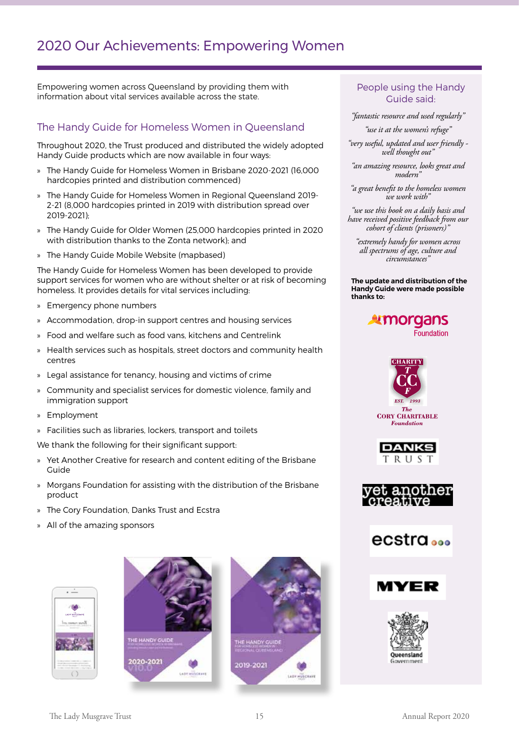# 2020 Our Achievements: Empowering Women

Empowering women across Queensland by providing them with information about vital services available across the state.

## The Handy Guide for Homeless Women in Queensland

Throughout 2020, the Trust produced and distributed the widely adopted Handy Guide products which are now available in four ways:

» The Handy Guide for Homeless Women in Brisbane 2020-2021 (16,000 hardcopies printed and distribution commenced)

» The Handy Guide for Homeless Women in Regional Queensland 2019-2-21 (8,000 hardcopies printed in 2019 with distribution spread over 2019-2021);

» The Handy Guide for Older Women (25,000 hardcopies printed in 2020 with distribution thanks to the Zonta network); and

» The Handy Guide Mobile Website (mapbased)

The Handy Guide for Homeless Women has been developed to provide support services for women who are without shelter or at risk of becoming homeless. It provides details for vital services including:

» Emergency phone numbers

» Accommodation, drop-in support centres and housing services

» Food and welfare such as food vans, kitchens and Centrelink

» Health services such as hospitals, street doctors and community health centres

» Legal assistance for tenancy, housing and victims of crime

» Community and specialist services for domestic violence, family and immigration support

» Employment

» Facilities such as libraries, lockers, transport and toilets

We thank the following for their significant support:

» Yet Another Creative for research and content editing of the Brisbane Guide

» Morgans Foundation for assisting with the distribution of the Brisbane product

» The Cory Foundation, Danks Trust and Ecstra

» All of the amazing sponsors

## People using the Handy Guide said:

*"fantastic resource and used regularly"*

*"use it at the women's refuge"*

*"very useful, updated and user friendly - well thought out"*

*"an amazing resource, looks great and modern"*

*"a great benefit to the homeless women we work with"*

*"we use this book on a daily basis and have received positive feedback from our cohort of clients (prisoners)"*

*"extremely handy for women across all spectrums of age, culture and circumstances"*

**The update and distribution of the Handy Guide were made possible thanks to:**

Morgans Foundation

The Cory Charitable Foundation

Danks Trust

Yet Another Creative

Ecstra

Myer

Queensland Government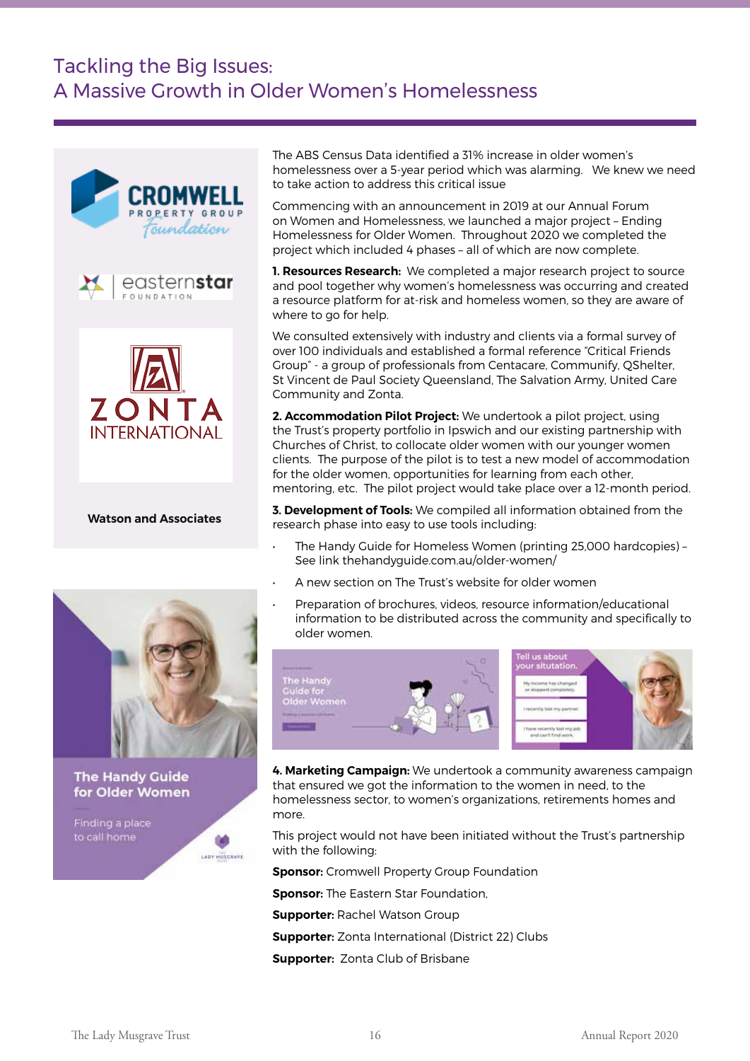# Tackling the Big Issues: A Massive Growth in Older Women's Homelessness

Watson and Associates

The ABS Census Data identified a 31% increase in older women's homelessness over a 5-year period which was alarming. We knew we need to take action to address this critical issue

Commencing with an announcement in 2019 at our Annual Forum on Women and Homelessness, we launched a major project – Ending Homelessness for Older Women. Throughout 2020 we completed the project which included 4 phases – all of which are now complete.

**1. Resources Research:** We completed a major research project to source and pool together why women's homelessness was occurring and created a resource platform for at-risk and homeless women, so they are aware of where to go for help.

We consulted extensively with industry and clients via a formal survey of over 100 individuals and established a formal reference "Critical Friends Group" - a group of professionals from Centacare, Communify, QShelter, St Vincent de Paul Society Queensland, The Salvation Army, United Care Community and Zonta.

**2. Accommodation Pilot Project:** We undertook a pilot project, using the Trust's property portfolio in Ipswich and our existing partnership with Churches of Christ, to collocate older women with our younger women clients. The purpose of the pilot is to test a new model of accommodation for the older women, opportunities for learning from each other, mentoring, etc. The pilot project would take place over a 12-month period.

**3. Development of Tools:** We compiled all information obtained from the research phase into easy to use tools including:

- The Handy Guide for Homeless Women (printing 25,000 hardcopies) – See link thehandyguide.com.au/older-women/
- A new section on The Trust's website for older women
- Preparation of brochures, videos, resource information/educational information to be distributed across the community and specifically to older women.

**4. Marketing Campaign:** We undertook a community awareness campaign that ensured we got the information to the women in need, to the homelessness sector, to women's organizations, retirements homes and more.

This project would not have been initiated without the Trust's partnership with the following:

**Sponsor:** Cromwell Property Group Foundation

**Sponsor:** The Eastern Star Foundation,

**Supporter:** Rachel Watson Group

**Supporter:** Zonta International (District 22) Clubs

**Supporter:** Zonta Club of Brisbane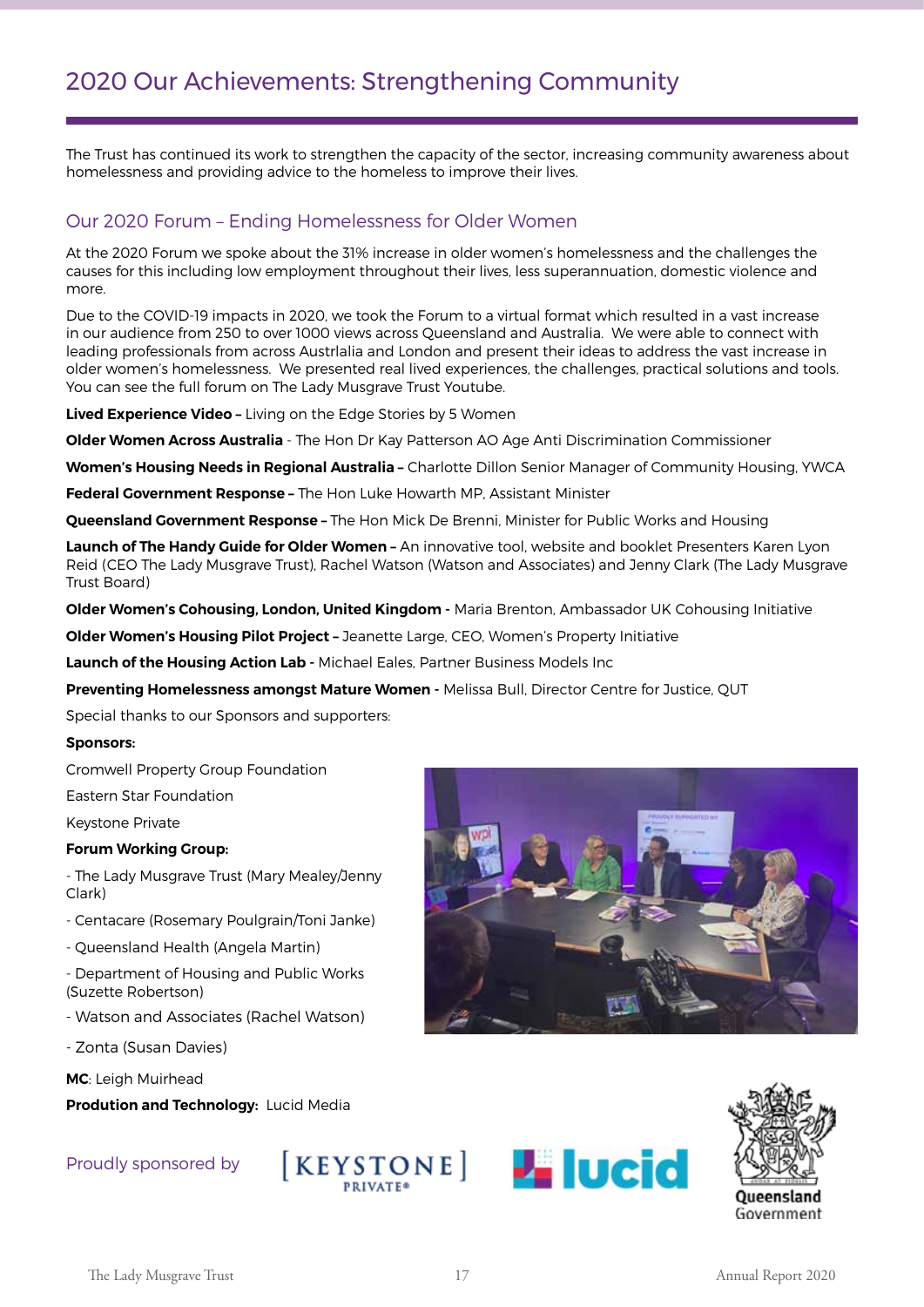# 2020 Our Achievements: Strengthening Community

The Trust has continued its work to strengthen the capacity of the sector, increasing community awareness about homelessness and providing advice to the homeless to improve their lives.

## Our 2020 Forum – Ending Homelessness for Older Women

At the 2020 Forum we spoke about the 31% increase in older women's homelessness and the challenges the causes for this including low employment throughout their lives, less superannuation, domestic violence and more.

Due to the COVID-19 impacts in 2020, we took the Forum to a virtual format which resulted in a vast increase in our audience from 250 to over 1000 views across Queensland and Australia. We were able to connect with leading professionals from across Austrlalia and London and present their ideas to address the vast increase in older women's homelessness. We presented real lived experiences, the challenges, practical solutions and tools. You can see the full forum on The Lady Musgrave Trust Youtube.

**Lived Experience Video –** Living on the Edge Stories by 5 Women

**Older Women Across Australia** - The Hon Dr Kay Patterson AO Age Anti Discrimination Commissioner

**Women's Housing Needs in Regional Australia –** Charlotte Dillon Senior Manager of Community Housing, YWCA

**Federal Government Response –** The Hon Luke Howarth MP, Assistant Minister

**Queensland Government Response –** The Hon Mick De Brenni, Minister for Public Works and Housing

**Launch of The Handy Guide for Older Women –** An innovative tool, website and booklet Presenters Karen Lyon Reid (CEO The Lady Musgrave Trust), Rachel Watson (Watson and Associates) and Jenny Clark (The Lady Musgrave Trust Board)

**Older Women's Cohousing, London, United Kingdom -** Maria Brenton, Ambassador UK Cohousing Initiative

**Older Women's Housing Pilot Project –** Jeanette Large, CEO, Women's Property Initiative

**Launch of the Housing Action Lab -** Michael Eales, Partner Business Models Inc

**Preventing Homelessness amongst Mature Women -** Melissa Bull, Director Centre for Justice, QUT

Special thanks to our Sponsors and supporters:

**Sponsors:**

Cromwell Property Group Foundation

Eastern Star Foundation

Keystone Private

**Forum Working Group:**

- The Lady Musgrave Trust (Mary Mealey/Jenny Clark)
- Centacare (Rosemary Poulgrain/Toni Janke)
- Queensland Health (Angela Martin)
- Department of Housing and Public Works (Suzette Robertson)
- Watson and Associates (Rachel Watson)
- Zonta (Susan Davies)

**MC**: Leigh Muirhead

**Prodution and Technology:** Lucid Media

Proudly sponsored by

[KEYSTONE] PRIVATE®

lucid

Queensland Government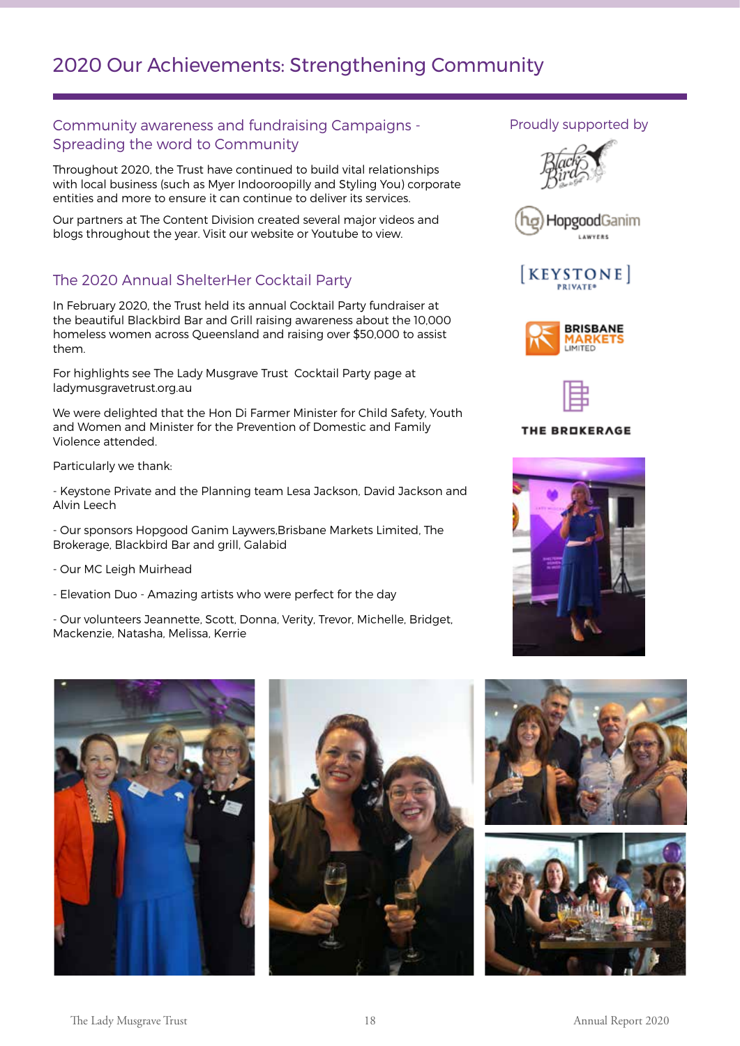# 2020 Our Achievements: Strengthening Community

## Community awareness and fundraising Campaigns - Spreading the word to Community

Throughout 2020, the Trust have continued to build vital relationships with local business (such as Myer Indooroopilly and Styling You) corporate entities and more to ensure it can continue to deliver its services.

Our partners at The Content Division created several major videos and blogs throughout the year. Visit our website or Youtube to view.

## The 2020 Annual ShelterHer Cocktail Party

In February 2020, the Trust held its annual Cocktail Party fundraiser at the beautiful Blackbird Bar and Grill raising awareness about the 10,000 homeless women across Queensland and raising over $50,000 to assist them.

For highlights see The Lady Musgrave Trust Cocktail Party page at ladymusgravetrust.org.au

We were delighted that the Hon Di Farmer Minister for Child Safety, Youth and Women and Minister for the Prevention of Domestic and Family Violence attended.

Particularly we thank:

- Keystone Private and the Planning team Lesa Jackson, David Jackson and Alvin Leech

- Our sponsors Hopgood Ganim Laywers,Brisbane Markets Limited, The Brokerage, Blackbird Bar and grill, Galabid

- Our MC Leigh Muirhead

- Elevation Duo - Amazing artists who were perfect for the day

- Our volunteers Jeannette, Scott, Donna, Verity, Trevor, Michelle, Bridget, Mackenzie, Natasha, Melissa, Kerrie

Proudly supported by

Blackbird

HopgoodGanim Lawyers

[KEYSTONE] PRIVATE

Brisbane Markets Limited

The Brokerage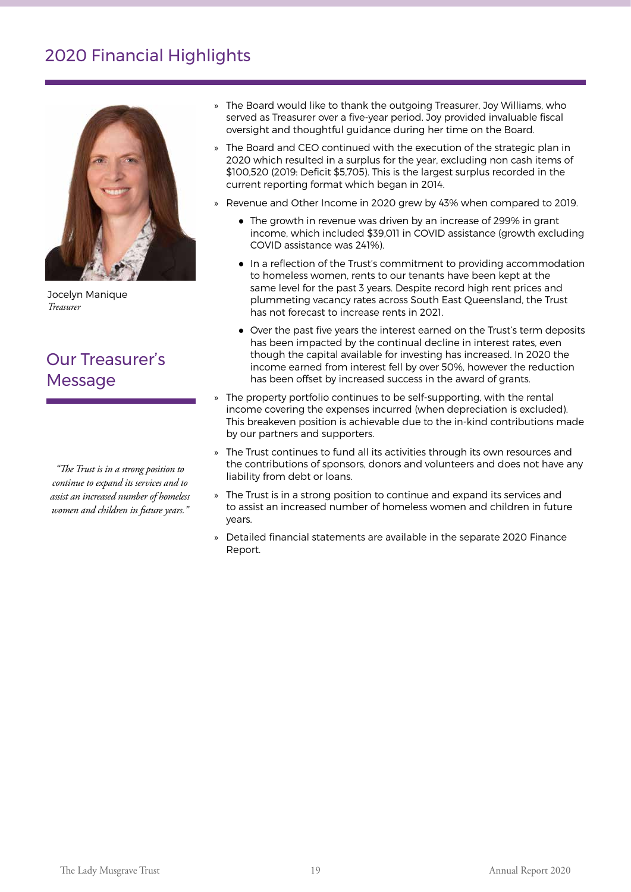# 2020 Financial Highlights

Jocelyn Manique
*Treasurer*

## Our Treasurer's Message

*"The Trust is in a strong position to continue to expand its services and to assist an increased number of homeless women and children in future years."*

- The Board would like to thank the outgoing Treasurer, Joy Williams, who served as Treasurer over a five-year period. Joy provided invaluable fiscal oversight and thoughtful guidance during her time on the Board.
- The Board and CEO continued with the execution of the strategic plan in 2020 which resulted in a surplus for the year, excluding non cash items of $100,520 (2019: Deficit $5,705). This is the largest surplus recorded in the current reporting format which began in 2014.
- Revenue and Other Income in 2020 grew by 43% when compared to 2019.
    - The growth in revenue was driven by an increase of 299% in grant income, which included $39,011 in COVID assistance (growth excluding COVID assistance was 241%).
    - In a reflection of the Trust's commitment to providing accommodation to homeless women, rents to our tenants have been kept at the same level for the past 3 years. Despite record high rent prices and plummeting vacancy rates across South East Queensland, the Trust has not forecast to increase rents in 2021.
    - Over the past five years the interest earned on the Trust's term deposits has been impacted by the continual decline in interest rates, even though the capital available for investing has increased. In 2020 the income earned from interest fell by over 50%, however the reduction has been offset by increased success in the award of grants.
- The property portfolio continues to be self-supporting, with the rental income covering the expenses incurred (when depreciation is excluded). This breakeven position is achievable due to the in-kind contributions made by our partners and supporters.
- The Trust continues to fund all its activities through its own resources and the contributions of sponsors, donors and volunteers and does not have any liability from debt or loans.
- The Trust is in a strong position to continue and expand its services and to assist an increased number of homeless women and children in future years.
- Detailed financial statements are available in the separate 2020 Finance Report.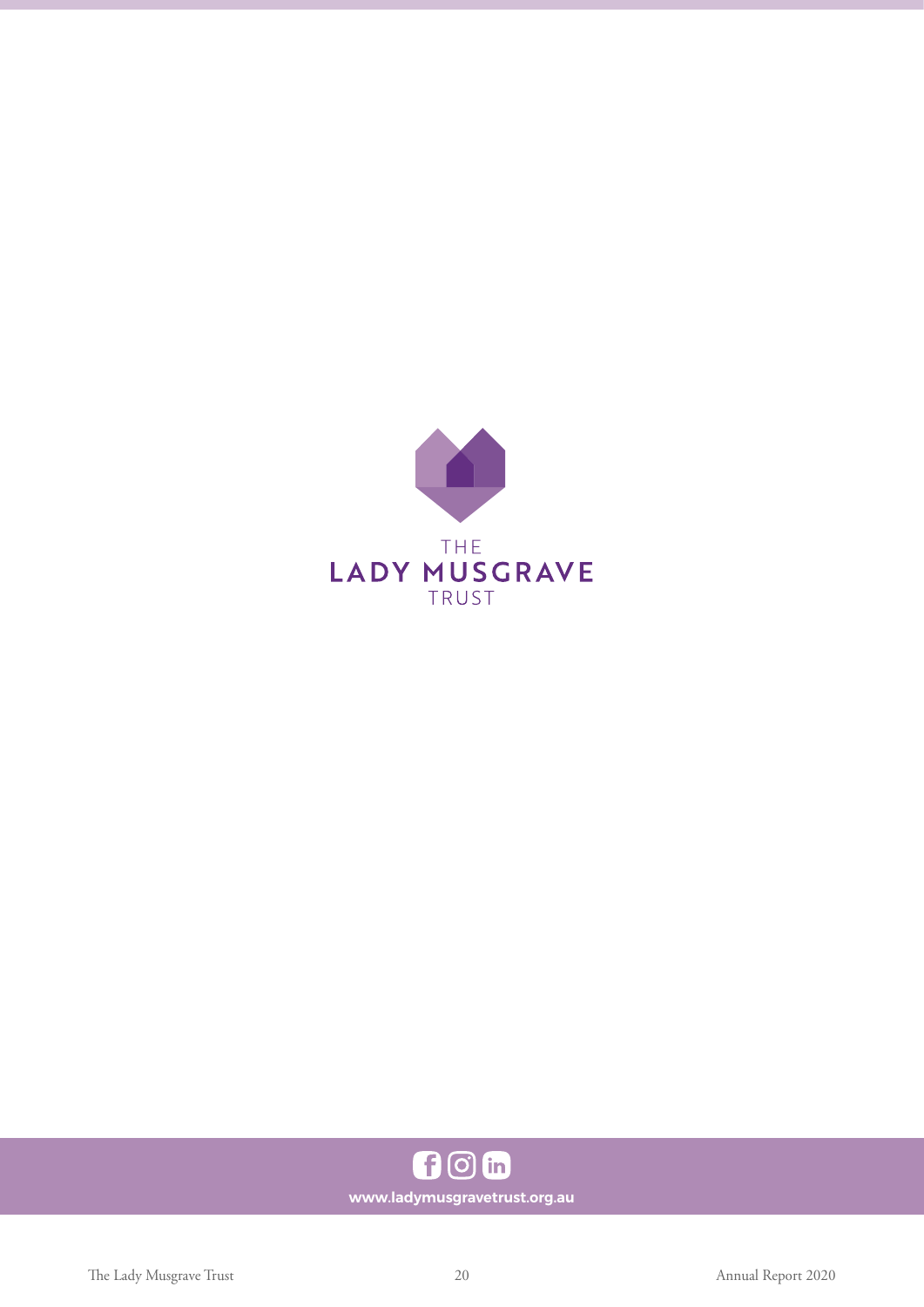THE
LADY MUSGRAVE
TRUST

www.ladymusgravetrust.org.au